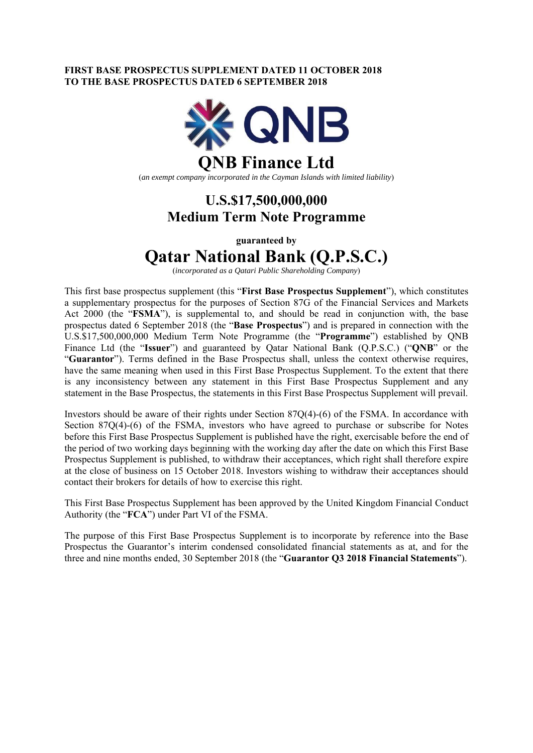**FIRST BASE PROSPECTUS SUPPLEMENT DATED 11 OCTOBER 2018**
**TO THE BASE PROSPECTUS DATED 6 SEPTEMBER 2018**

# QNB Finance Ltd

(*an exempt company incorporated in the Cayman Islands with limited liability*)

## U.S.$17,500,000,000
## Medium Term Note Programme

**guaranteed by**

# Qatar National Bank (Q.P.S.C.)

(*incorporated as a Qatari Public Shareholding Company*)

This first base prospectus supplement (this "**First Base Prospectus Supplement**"), which constitutes a supplementary prospectus for the purposes of Section 87G of the Financial Services and Markets Act 2000 (the "**FSMA**"), is supplemental to, and should be read in conjunction with, the base prospectus dated 6 September 2018 (the "**Base Prospectus**") and is prepared in connection with the U.S.$17,500,000,000 Medium Term Note Programme (the "**Programme**") established by QNB Finance Ltd (the "**Issuer**") and guaranteed by Qatar National Bank (Q.P.S.C.) ("**QNB**" or the "**Guarantor**"). Terms defined in the Base Prospectus shall, unless the context otherwise requires, have the same meaning when used in this First Base Prospectus Supplement. To the extent that there is any inconsistency between any statement in this First Base Prospectus Supplement and any statement in the Base Prospectus, the statements in this First Base Prospectus Supplement will prevail.

Investors should be aware of their rights under Section 87Q(4)-(6) of the FSMA. In accordance with Section 87Q(4)-(6) of the FSMA, investors who have agreed to purchase or subscribe for Notes before this First Base Prospectus Supplement is published have the right, exercisable before the end of the period of two working days beginning with the working day after the date on which this First Base Prospectus Supplement is published, to withdraw their acceptances, which right shall therefore expire at the close of business on 15 October 2018. Investors wishing to withdraw their acceptances should contact their brokers for details of how to exercise this right.

This First Base Prospectus Supplement has been approved by the United Kingdom Financial Conduct Authority (the "**FCA**") under Part VI of the FSMA.

The purpose of this First Base Prospectus Supplement is to incorporate by reference into the Base Prospectus the Guarantor's interim condensed consolidated financial statements as at, and for the three and nine months ended, 30 September 2018 (the "**Guarantor Q3 2018 Financial Statements**").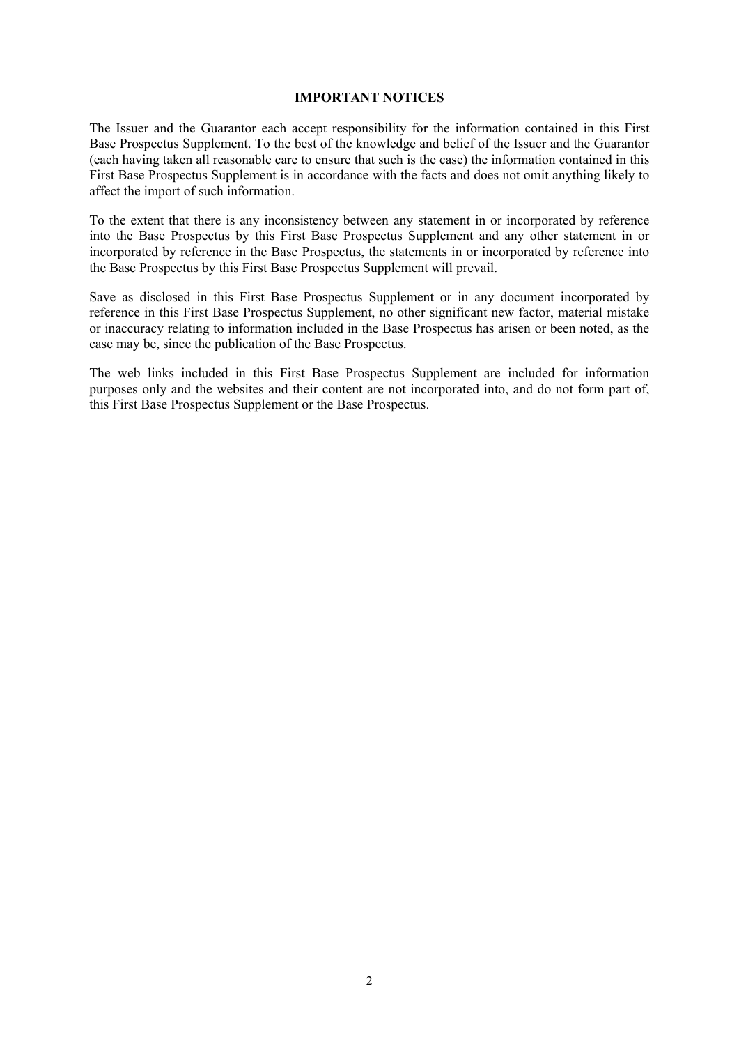## IMPORTANT NOTICES

The Issuer and the Guarantor each accept responsibility for the information contained in this First Base Prospectus Supplement. To the best of the knowledge and belief of the Issuer and the Guarantor (each having taken all reasonable care to ensure that such is the case) the information contained in this First Base Prospectus Supplement is in accordance with the facts and does not omit anything likely to affect the import of such information.

To the extent that there is any inconsistency between any statement in or incorporated by reference into the Base Prospectus by this First Base Prospectus Supplement and any other statement in or incorporated by reference in the Base Prospectus, the statements in or incorporated by reference into the Base Prospectus by this First Base Prospectus Supplement will prevail.

Save as disclosed in this First Base Prospectus Supplement or in any document incorporated by reference in this First Base Prospectus Supplement, no other significant new factor, material mistake or inaccuracy relating to information included in the Base Prospectus has arisen or been noted, as the case may be, since the publication of the Base Prospectus.

The web links included in this First Base Prospectus Supplement are included for information purposes only and the websites and their content are not incorporated into, and do not form part of, this First Base Prospectus Supplement or the Base Prospectus.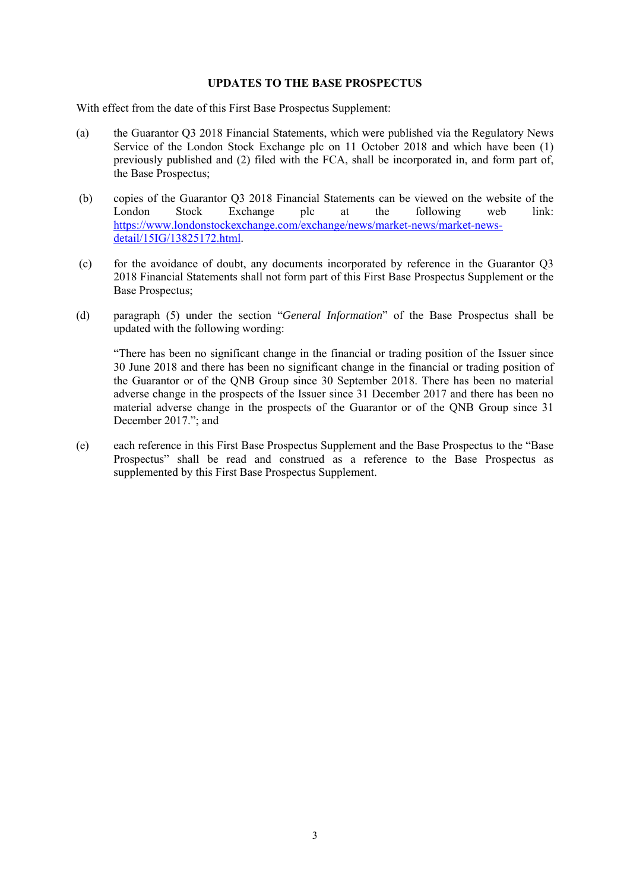## UPDATES TO THE BASE PROSPECTUS

With effect from the date of this First Base Prospectus Supplement:

(a) the Guarantor Q3 2018 Financial Statements, which were published via the Regulatory News Service of the London Stock Exchange plc on 11 October 2018 and which have been (1) previously published and (2) filed with the FCA, shall be incorporated in, and form part of, the Base Prospectus;

(b) copies of the Guarantor Q3 2018 Financial Statements can be viewed on the website of the London Stock Exchange plc at the following web link: https://www.londonstockexchange.com/exchange/news/market-news/market-news-detail/15IG/13825172.html.

(c) for the avoidance of doubt, any documents incorporated by reference in the Guarantor Q3 2018 Financial Statements shall not form part of this First Base Prospectus Supplement or the Base Prospectus;

(d) paragraph (5) under the section "*General Information*" of the Base Prospectus shall be updated with the following wording:

"There has been no significant change in the financial or trading position of the Issuer since 30 June 2018 and there has been no significant change in the financial or trading position of the Guarantor or of the QNB Group since 30 September 2018. There has been no material adverse change in the prospects of the Issuer since 31 December 2017 and there has been no material adverse change in the prospects of the Guarantor or of the QNB Group since 31 December 2017."; and

(e) each reference in this First Base Prospectus Supplement and the Base Prospectus to the "Base Prospectus" shall be read and construed as a reference to the Base Prospectus as supplemented by this First Base Prospectus Supplement.